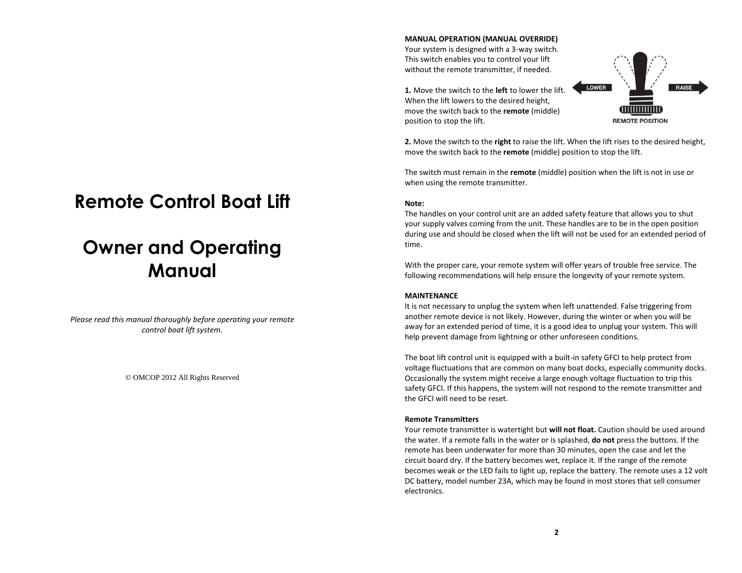# Remote Control Boat Lift

# Owner and Operating Manual

*Please read this manual thoroughly before operating your remote control boat lift system.*

© OMCOP 2012 All Rights Reserved

**MANUAL OPERATION (MANUAL OVERRIDE)**

Your system is designed with a 3-way switch. This switch enables you to control your lift without the remote transmitter, if needed.

**1.** Move the switch to the **left** to lower the lift. When the lift lowers to the desired height, move the switch back to the **remote** (middle) position to stop the lift.

**2.** Move the switch to the **right** to raise the lift. When the lift rises to the desired height, move the switch back to the **remote** (middle) position to stop the lift.

The switch must remain in the **remote** (middle) position when the lift is not in use or when using the remote transmitter.

**Note:**

The handles on your control unit are an added safety feature that allows you to shut your supply valves coming from the unit. These handles are to be in the open position during use and should be closed when the lift will not be used for an extended period of time.

With the proper care, your remote system will offer years of trouble free service. The following recommendations will help ensure the longevity of your remote system.

**MAINTENANCE**

It is not necessary to unplug the system when left unattended. False triggering from another remote device is not likely. However, during the winter or when you will be away for an extended period of time, it is a good idea to unplug your system. This will help prevent damage from lightning or other unforeseen conditions.

The boat lift control unit is equipped with a built-in safety GFCI to help protect from voltage fluctuations that are common on many boat docks, especially community docks. Occasionally the system might receive a large enough voltage fluctuation to trip this safety GFCI. If this happens, the system will not respond to the remote transmitter and the GFCI will need to be reset.

**Remote Transmitters**

Your remote transmitter is watertight but **will not float.** Caution should be used around the water. If a remote falls in the water or is splashed, **do not** press the buttons. If the remote has been underwater for more than 30 minutes, open the case and let the circuit board dry. If the battery becomes wet, replace it. If the range of the remote becomes weak or the LED fails to light up, replace the battery. The remote uses a 12 volt DC battery, model number 23A, which may be found in most stores that sell consumer electronics.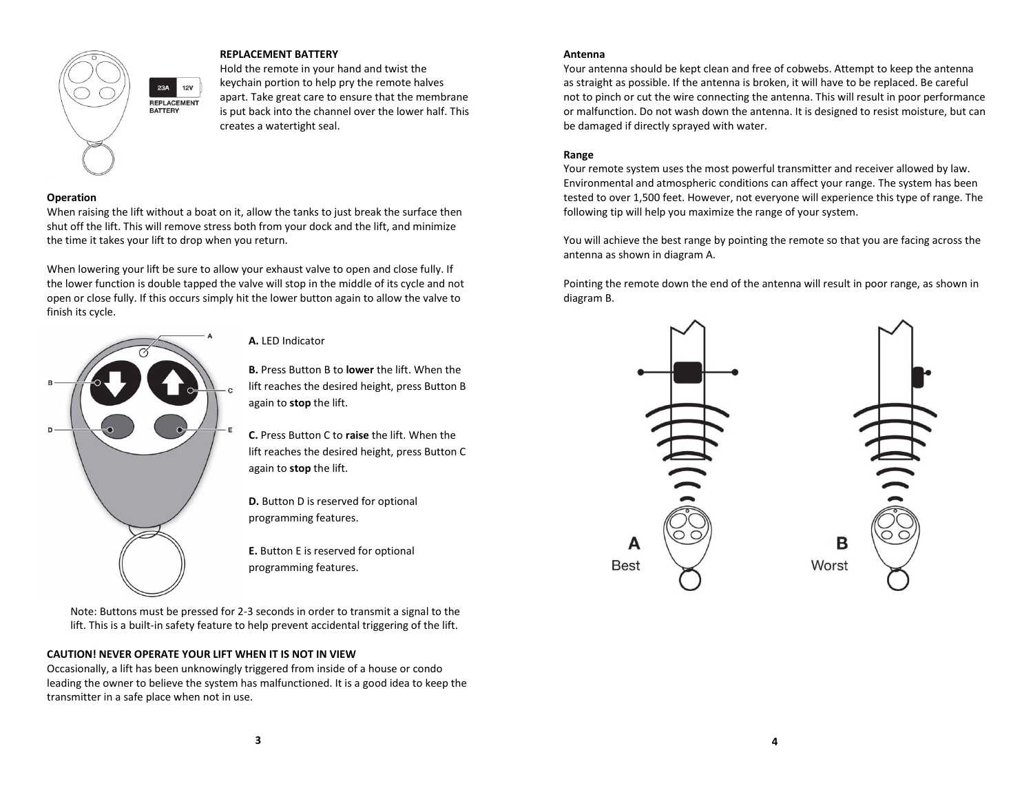**REPLACEMENT BATTERY**

Hold the remote in your hand and twist the keychain portion to help pry the remote halves apart. Take great care to ensure that the membrane is put back into the channel over the lower half. This creates a watertight seal.

**Operation**

When raising the lift without a boat on it, allow the tanks to just break the surface then shut off the lift. This will remove stress both from your dock and the lift, and minimize the time it takes your lift to drop when you return.

When lowering your lift be sure to allow your exhaust valve to open and close fully. If the lower function is double tapped the valve will stop in the middle of its cycle and not open or close fully. If this occurs simply hit the lower button again to allow the valve to finish its cycle.

**A.** LED Indicator

**B.** Press Button B to **lower** the lift. When the lift reaches the desired height, press Button B again to **stop** the lift.

**C.** Press Button C to **raise** the lift. When the lift reaches the desired height, press Button C again to **stop** the lift.

**D.** Button D is reserved for optional programming features.

**E.** Button E is reserved for optional programming features.

Note: Buttons must be pressed for 2-3 seconds in order to transmit a signal to the lift. This is a built-in safety feature to help prevent accidental triggering of the lift.

**CAUTION! NEVER OPERATE YOUR LIFT WHEN IT IS NOT IN VIEW**

Occasionally, a lift has been unknowingly triggered from inside of a house or condo leading the owner to believe the system has malfunctioned. It is a good idea to keep the transmitter in a safe place when not in use.

**Antenna**

Your antenna should be kept clean and free of cobwebs. Attempt to keep the antenna as straight as possible. If the antenna is broken, it will have to be replaced. Be careful not to pinch or cut the wire connecting the antenna. This will result in poor performance or malfunction. Do not wash down the antenna. It is designed to resist moisture, but can be damaged if directly sprayed with water.

**Range**

Your remote system uses the most powerful transmitter and receiver allowed by law. Environmental and atmospheric conditions can affect your range. The system has been tested to over 1,500 feet. However, not everyone will experience this type of range. The following tip will help you maximize the range of your system.

You will achieve the best range by pointing the remote so that you are facing across the antenna as shown in diagram A.

Pointing the remote down the end of the antenna will result in poor range, as shown in diagram B.

A Best

B Worst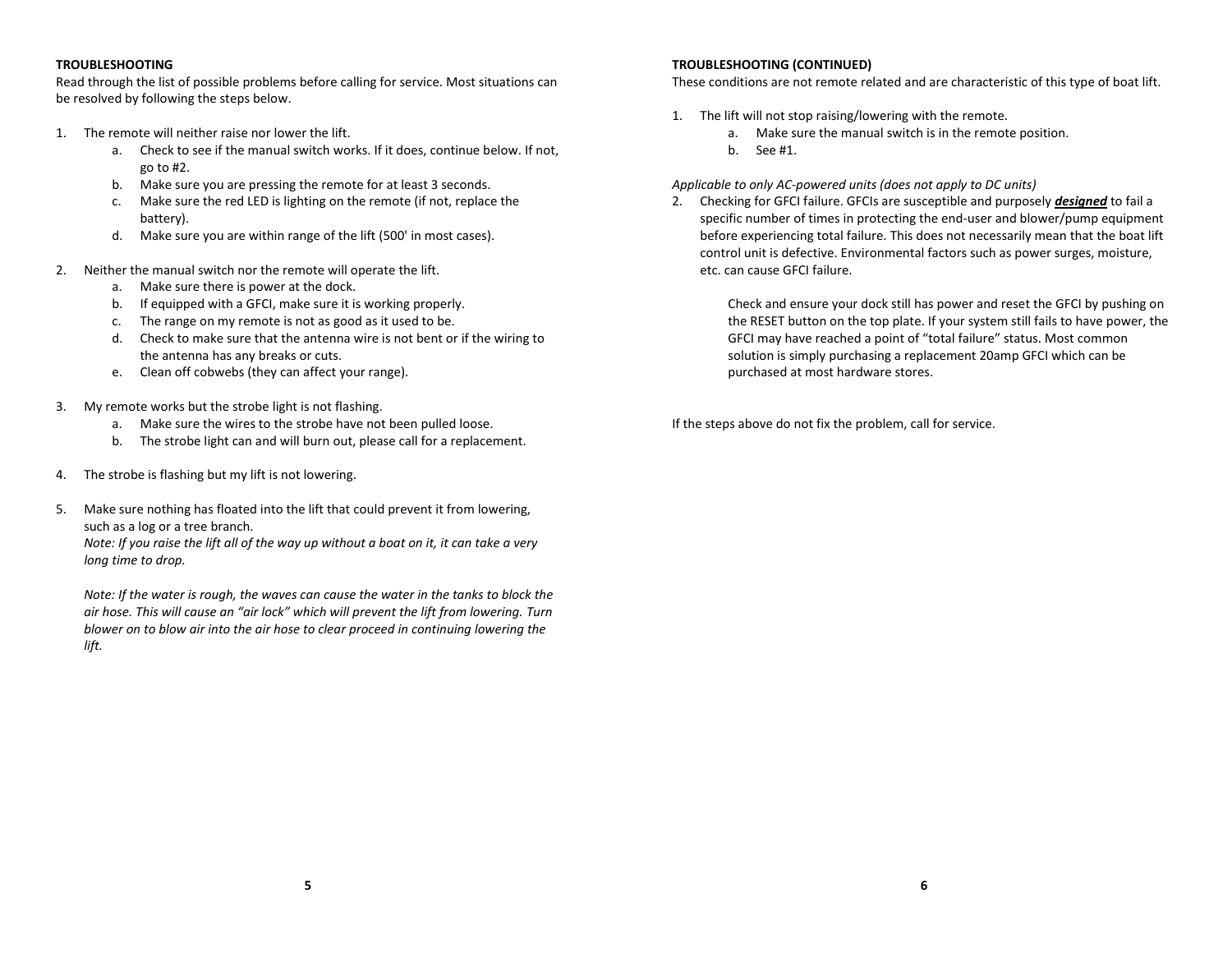**TROUBLESHOOTING**

Read through the list of possible problems before calling for service. Most situations can be resolved by following the steps below.

1. The remote will neither raise nor lower the lift.
    a. Check to see if the manual switch works. If it does, continue below. If not, go to #2.
    b. Make sure you are pressing the remote for at least 3 seconds.
    c. Make sure the red LED is lighting on the remote (if not, replace the battery).
    d. Make sure you are within range of the lift (500' in most cases).

2. Neither the manual switch nor the remote will operate the lift.
    a. Make sure there is power at the dock.
    b. If equipped with a GFCI, make sure it is working properly.
    c. The range on my remote is not as good as it used to be.
    d. Check to make sure that the antenna wire is not bent or if the wiring to the antenna has any breaks or cuts.
    e. Clean off cobwebs (they can affect your range).

3. My remote works but the strobe light is not flashing.
    a. Make sure the wires to the strobe have not been pulled loose.
    b. The strobe light can and will burn out, please call for a replacement.

4. The strobe is flashing but my lift is not lowering.

5. Make sure nothing has floated into the lift that could prevent it from lowering, such as a log or a tree branch.
   *Note: If you raise the lift all of the way up without a boat on it, it can take a very long time to drop.*

   *Note: If the water is rough, the waves can cause the water in the tanks to block the air hose. This will cause an "air lock" which will prevent the lift from lowering. Turn blower on to blow air into the air hose to clear proceed in continuing lowering the lift.*

**TROUBLESHOOTING (CONTINUED)**

These conditions are not remote related and are characteristic of this type of boat lift.

1. The lift will not stop raising/lowering with the remote.
    a. Make sure the manual switch is in the remote position.
    b. See #1.

*Applicable to only AC-powered units (does not apply to DC units)*

2. Checking for GFCI failure. GFCIs are susceptible and purposely ***designed*** to fail a specific number of times in protecting the end-user and blower/pump equipment before experiencing total failure. This does not necessarily mean that the boat lift control unit is defective. Environmental factors such as power surges, moisture, etc. can cause GFCI failure.

   Check and ensure your dock still has power and reset the GFCI by pushing on the RESET button on the top plate. If your system still fails to have power, the GFCI may have reached a point of "total failure" status. Most common solution is simply purchasing a replacement 20amp GFCI which can be purchased at most hardware stores.

If the steps above do not fix the problem, call for service.